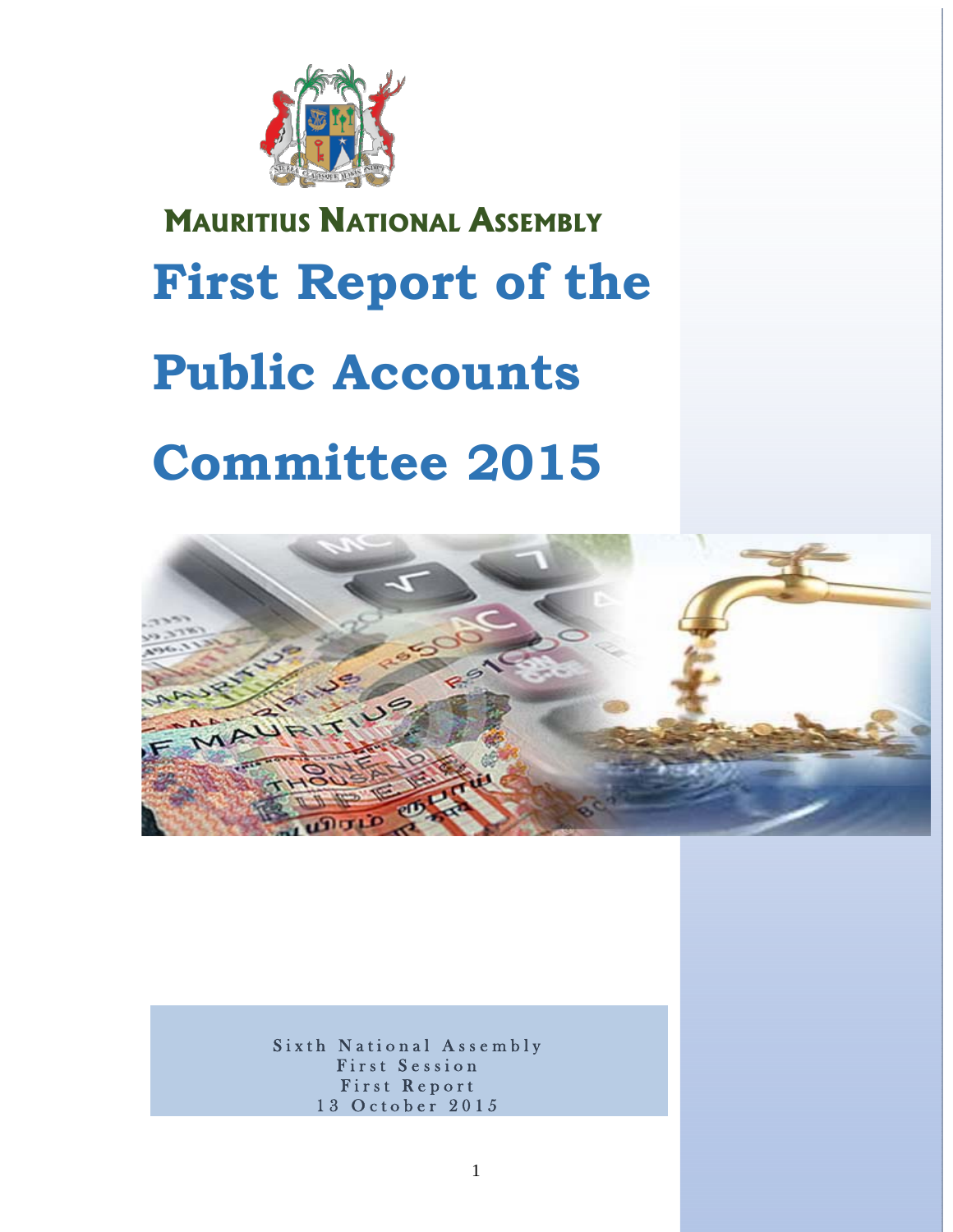**MAURITIUS NATIONAL ASSEMBLY**

# First Report of the Public Accounts Committee 2015

Sixth National Assembly
First Session
First Report
13 October 2015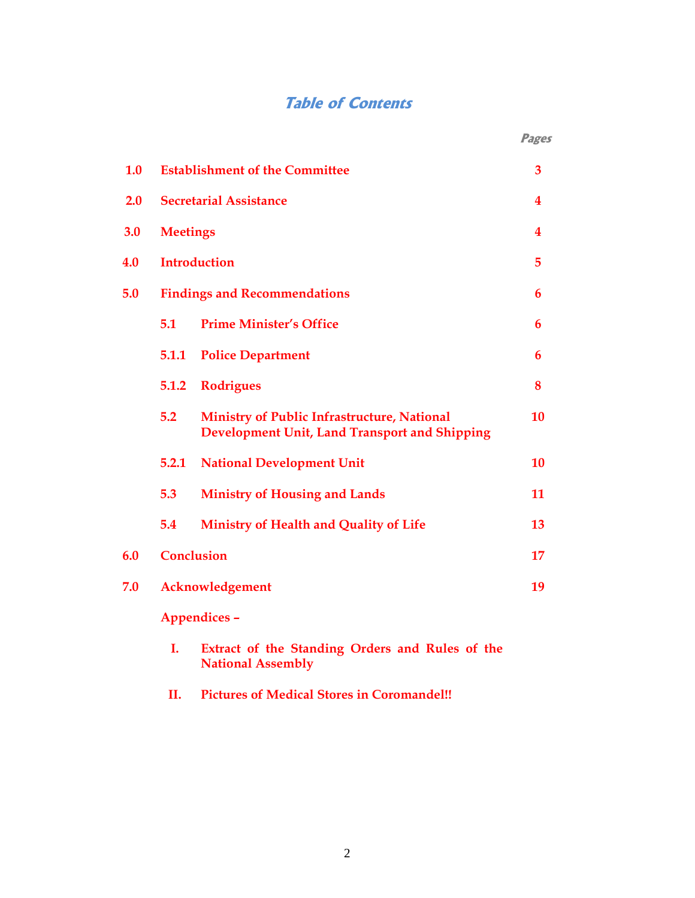# Table of Contents

| | | Pages |
|---|---|---|
| 1.0 | Establishment of the Committee | 3 |
| 2.0 | Secretarial Assistance | 4 |
| 3.0 | Meetings | 4 |
| 4.0 | Introduction | 5 |
| 5.0 | Findings and Recommendations | 6 |
| 5.1 | Prime Minister's Office | 6 |
| 5.1.1 | Police Department | 6 |
| 5.1.2 | Rodrigues | 8 |
| 5.2 | Ministry of Public Infrastructure, National Development Unit, Land Transport and Shipping | 10 |
| 5.2.1 | National Development Unit | 10 |
| 5.3 | Ministry of Housing and Lands | 11 |
| 5.4 | Ministry of Health and Quality of Life | 13 |
| 6.0 | Conclusion | 17 |
| 7.0 | Acknowledgement | 19 |

Appendices –

I. Extract of the Standing Orders and Rules of the National Assembly

II. Pictures of Medical Stores in Coromandel!!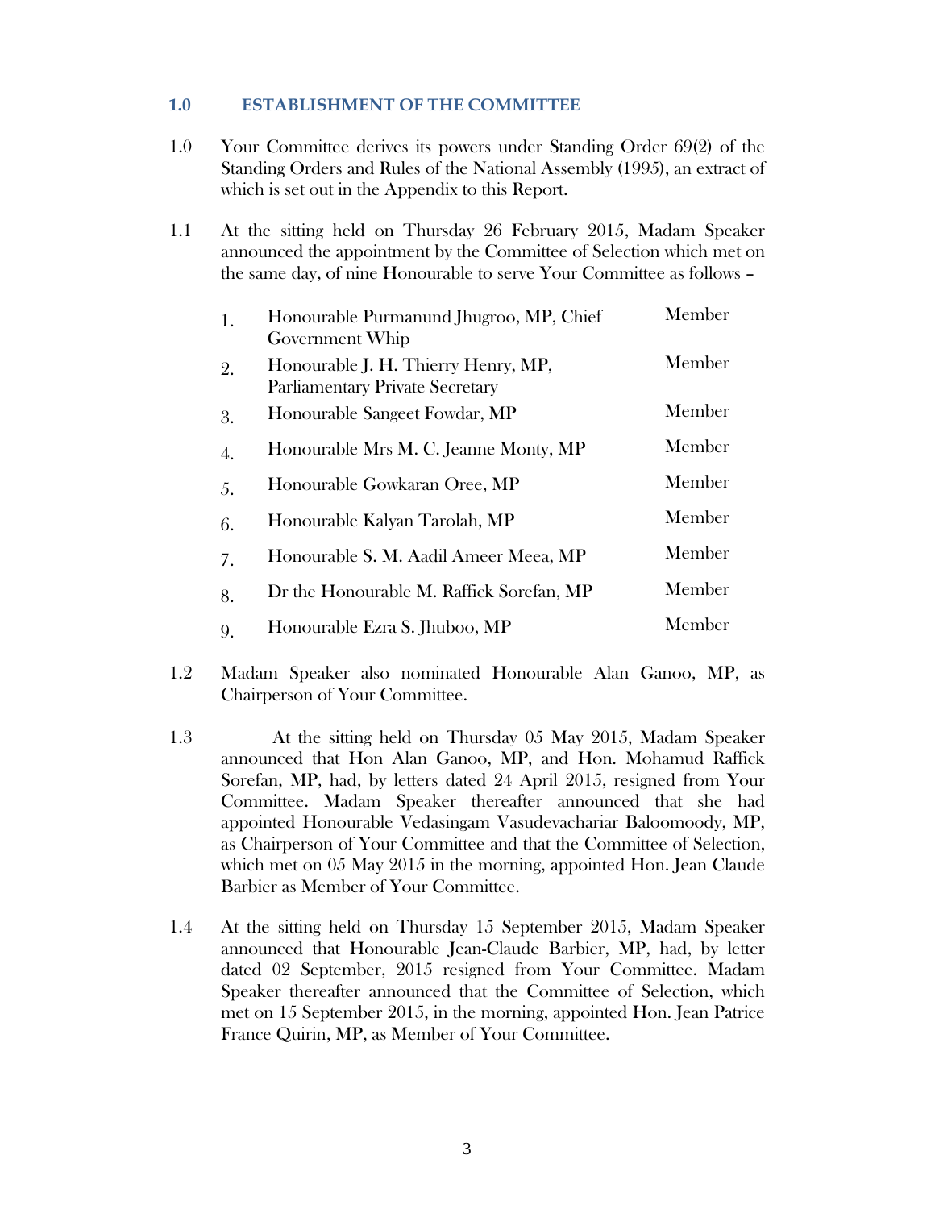## 1.0 ESTABLISHMENT OF THE COMMITTEE

1.0 Your Committee derives its powers under Standing Order 69(2) of the Standing Orders and Rules of the National Assembly (1995), an extract of which is set out in the Appendix to this Report.

1.1 At the sitting held on Thursday 26 February 2015, Madam Speaker announced the appointment by the Committee of Selection which met on the same day, of nine Honourable to serve Your Committee as follows –

| | | |
|---|---|---|
| 1. | Honourable Purmanund Jhugroo, MP, Chief Government Whip | Member |
| 2. | Honourable J. H. Thierry Henry, MP, Parliamentary Private Secretary | Member |
| 3. | Honourable Sangeet Fowdar, MP | Member |
| 4. | Honourable Mrs M. C. Jeanne Monty, MP | Member |
| 5. | Honourable Gowkaran Oree, MP | Member |
| 6. | Honourable Kalyan Tarolah, MP | Member |
| 7. | Honourable S. M. Aadil Ameer Meea, MP | Member |
| 8. | Dr the Honourable M. Raffick Sorefan, MP | Member |
| 9. | Honourable Ezra S. Jhuboo, MP | Member |

1.2 Madam Speaker also nominated Honourable Alan Ganoo, MP, as Chairperson of Your Committee.

1.3 At the sitting held on Thursday 05 May 2015, Madam Speaker announced that Hon Alan Ganoo, MP, and Hon. Mohamud Raffick Sorefan, MP, had, by letters dated 24 April 2015, resigned from Your Committee. Madam Speaker thereafter announced that she had appointed Honourable Vedasingam Vasudevachariar Baloomoody, MP, as Chairperson of Your Committee and that the Committee of Selection, which met on 05 May 2015 in the morning, appointed Hon. Jean Claude Barbier as Member of Your Committee.

1.4 At the sitting held on Thursday 15 September 2015, Madam Speaker announced that Honourable Jean-Claude Barbier, MP, had, by letter dated 02 September, 2015 resigned from Your Committee. Madam Speaker thereafter announced that the Committee of Selection, which met on 15 September 2015, in the morning, appointed Hon. Jean Patrice France Quirin, MP, as Member of Your Committee.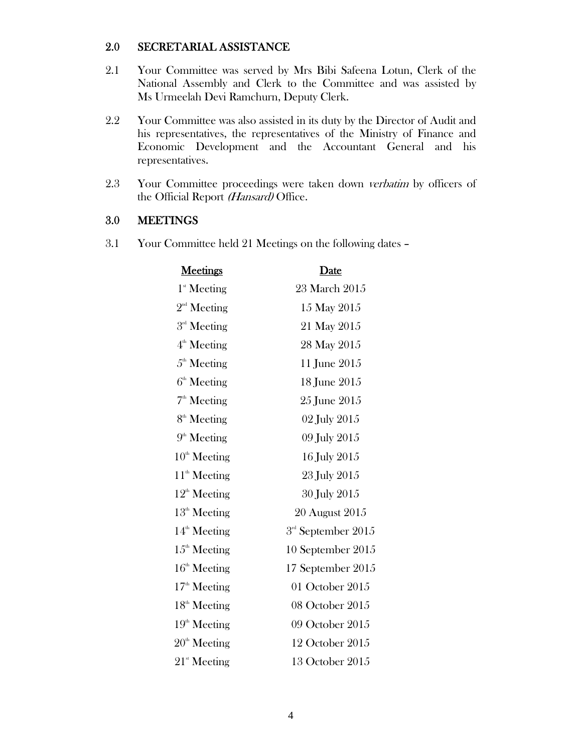## 2.0 SECRETARIAL ASSISTANCE

2.1 Your Committee was served by Mrs Bibi Safeena Lotun, Clerk of the National Assembly and Clerk to the Committee and was assisted by Ms Urmeelah Devi Ramchurn, Deputy Clerk.

2.2 Your Committee was also assisted in its duty by the Director of Audit and his representatives, the representatives of the Ministry of Finance and Economic Development and the Accountant General and his representatives.

2.3 Your Committee proceedings were taken down *verbatim* by officers of the Official Report *(Hansard)* Office.

## 3.0 MEETINGS

3.1 Your Committee held 21 Meetings on the following dates –

| Meetings | Date |
|---|---|
| 1st Meeting | 23 March 2015 |
| 2nd Meeting | 15 May 2015 |
| 3rd Meeting | 21 May 2015 |
| 4th Meeting | 28 May 2015 |
| 5th Meeting | 11 June 2015 |
| 6th Meeting | 18 June 2015 |
| 7th Meeting | 25 June 2015 |
| 8th Meeting | 02 July 2015 |
| 9th Meeting | 09 July 2015 |
| 10th Meeting | 16 July 2015 |
| 11th Meeting | 23 July 2015 |
| 12th Meeting | 30 July 2015 |
| 13th Meeting | 20 August 2015 |
| 14th Meeting | 3rd September 2015 |
| 15th Meeting | 10 September 2015 |
| 16th Meeting | 17 September 2015 |
| 17th Meeting | 01 October 2015 |
| 18th Meeting | 08 October 2015 |
| 19th Meeting | 09 October 2015 |
| 20th Meeting | 12 October 2015 |
| 21st Meeting | 13 October 2015 |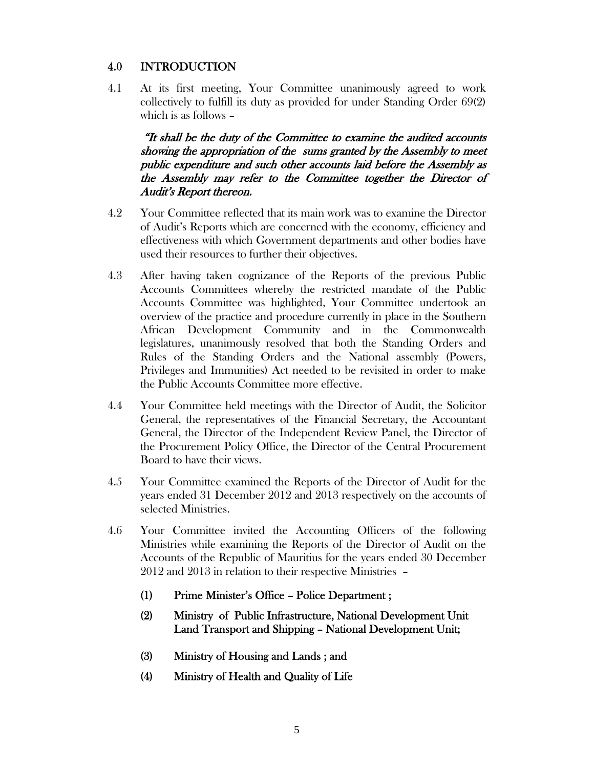## 4.0 INTRODUCTION

4.1 At its first meeting, Your Committee unanimously agreed to work collectively to fulfill its duty as provided for under Standing Order 69(2) which is as follows –

> ***"It shall be the duty of the Committee to examine the audited accounts showing the appropriation of the sums granted by the Assembly to meet public expenditure and such other accounts laid before the Assembly as the Assembly may refer to the Committee together the Director of Audit's Report thereon.***

4.2 Your Committee reflected that its main work was to examine the Director of Audit's Reports which are concerned with the economy, efficiency and effectiveness with which Government departments and other bodies have used their resources to further their objectives.

4.3 After having taken cognizance of the Reports of the previous Public Accounts Committees whereby the restricted mandate of the Public Accounts Committee was highlighted, Your Committee undertook an overview of the practice and procedure currently in place in the Southern African Development Community and in the Commonwealth legislatures, unanimously resolved that both the Standing Orders and Rules of the Standing Orders and the National assembly (Powers, Privileges and Immunities) Act needed to be revisited in order to make the Public Accounts Committee more effective.

4.4 Your Committee held meetings with the Director of Audit, the Solicitor General, the representatives of the Financial Secretary, the Accountant General, the Director of the Independent Review Panel, the Director of the Procurement Policy Office, the Director of the Central Procurement Board to have their views.

4.5 Your Committee examined the Reports of the Director of Audit for the years ended 31 December 2012 and 2013 respectively on the accounts of selected Ministries.

4.6 Your Committee invited the Accounting Officers of the following Ministries while examining the Reports of the Director of Audit on the Accounts of the Republic of Mauritius for the years ended 30 December 2012 and 2013 in relation to their respective Ministries –

**(1) Prime Minister's Office – Police Department ;**

**(2) Ministry of Public Infrastructure, National Development Unit Land Transport and Shipping – National Development Unit;**

**(3) Ministry of Housing and Lands ; and**

**(4) Ministry of Health and Quality of Life**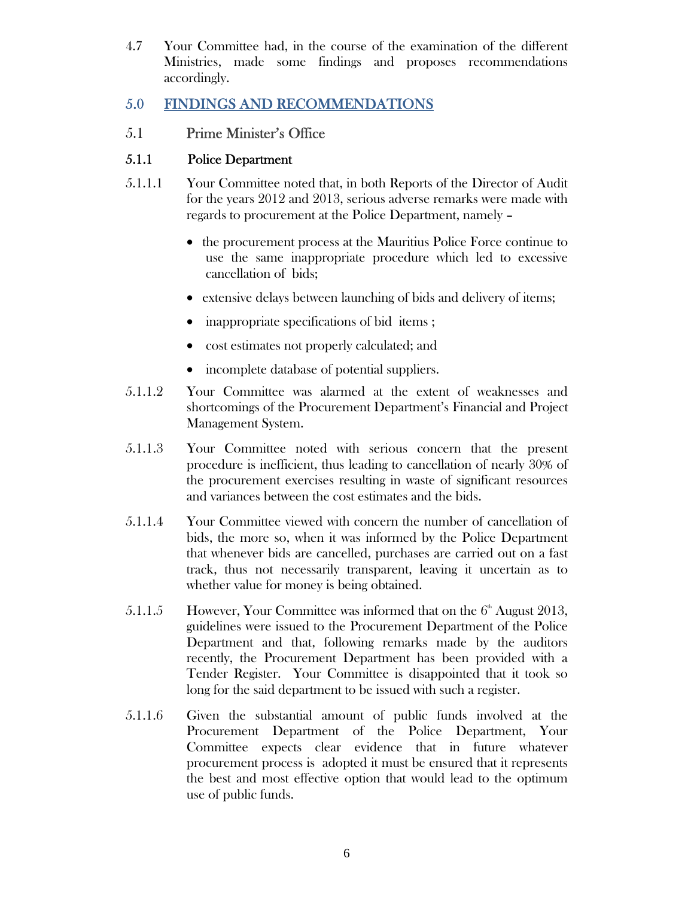4.7 Your Committee had, in the course of the examination of the different Ministries, made some findings and proposes recommendations accordingly.

## 5.0 FINDINGS AND RECOMMENDATIONS

### 5.1 Prime Minister's Office

#### 5.1.1 Police Department

5.1.1.1 Your Committee noted that, in both Reports of the Director of Audit for the years 2012 and 2013, serious adverse remarks were made with regards to procurement at the Police Department, namely –

- the procurement process at the Mauritius Police Force continue to use the same inappropriate procedure which led to excessive cancellation of bids;
- extensive delays between launching of bids and delivery of items;
- inappropriate specifications of bid items ;
- cost estimates not properly calculated; and
- incomplete database of potential suppliers.

5.1.1.2 Your Committee was alarmed at the extent of weaknesses and shortcomings of the Procurement Department's Financial and Project Management System.

5.1.1.3 Your Committee noted with serious concern that the present procedure is inefficient, thus leading to cancellation of nearly 30% of the procurement exercises resulting in waste of significant resources and variances between the cost estimates and the bids.

5.1.1.4 Your Committee viewed with concern the number of cancellation of bids, the more so, when it was informed by the Police Department that whenever bids are cancelled, purchases are carried out on a fast track, thus not necessarily transparent, leaving it uncertain as to whether value for money is being obtained.

5.1.1.5 However, Your Committee was informed that on the 6th August 2013, guidelines were issued to the Procurement Department of the Police Department and that, following remarks made by the auditors recently, the Procurement Department has been provided with a Tender Register. Your Committee is disappointed that it took so long for the said department to be issued with such a register.

5.1.1.6 Given the substantial amount of public funds involved at the Procurement Department of the Police Department, Your Committee expects clear evidence that in future whatever procurement process is adopted it must be ensured that it represents the best and most effective option that would lead to the optimum use of public funds.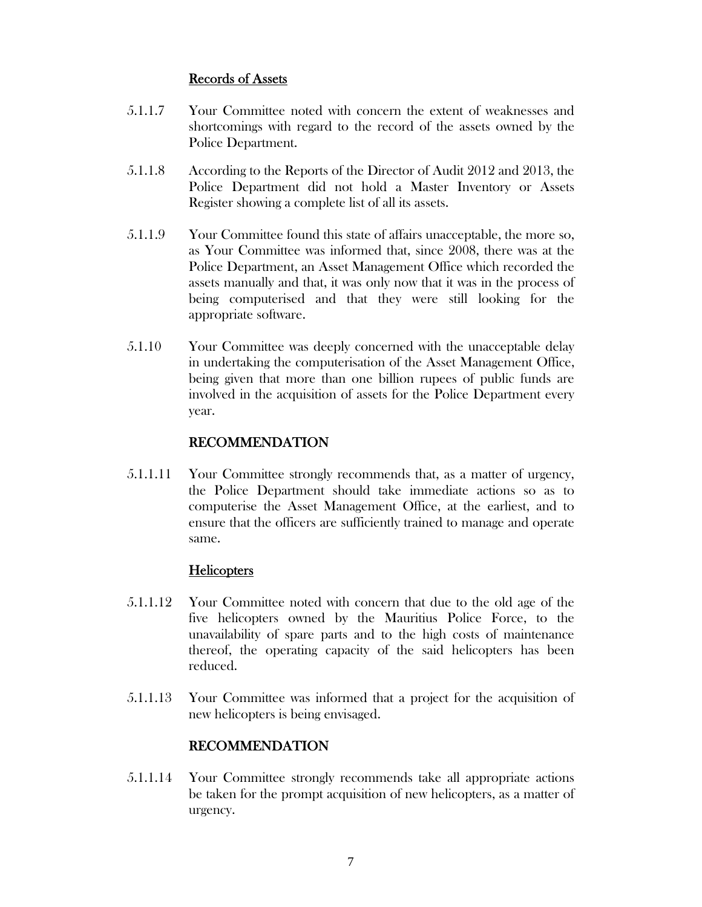### Records of Assets

5.1.1.7 Your Committee noted with concern the extent of weaknesses and shortcomings with regard to the record of the assets owned by the Police Department.

5.1.1.8 According to the Reports of the Director of Audit 2012 and 2013, the Police Department did not hold a Master Inventory or Assets Register showing a complete list of all its assets.

5.1.1.9 Your Committee found this state of affairs unacceptable, the more so, as Your Committee was informed that, since 2008, there was at the Police Department, an Asset Management Office which recorded the assets manually and that, it was only now that it was in the process of being computerised and that they were still looking for the appropriate software.

5.1.10 Your Committee was deeply concerned with the unacceptable delay in undertaking the computerisation of the Asset Management Office, being given that more than one billion rupees of public funds are involved in the acquisition of assets for the Police Department every year.

### RECOMMENDATION

5.1.1.11 Your Committee strongly recommends that, as a matter of urgency, the Police Department should take immediate actions so as to computerise the Asset Management Office, at the earliest, and to ensure that the officers are sufficiently trained to manage and operate same.

### Helicopters

5.1.1.12 Your Committee noted with concern that due to the old age of the five helicopters owned by the Mauritius Police Force, to the unavailability of spare parts and to the high costs of maintenance thereof, the operating capacity of the said helicopters has been reduced.

5.1.1.13 Your Committee was informed that a project for the acquisition of new helicopters is being envisaged.

### RECOMMENDATION

5.1.1.14 Your Committee strongly recommends take all appropriate actions be taken for the prompt acquisition of new helicopters, as a matter of urgency.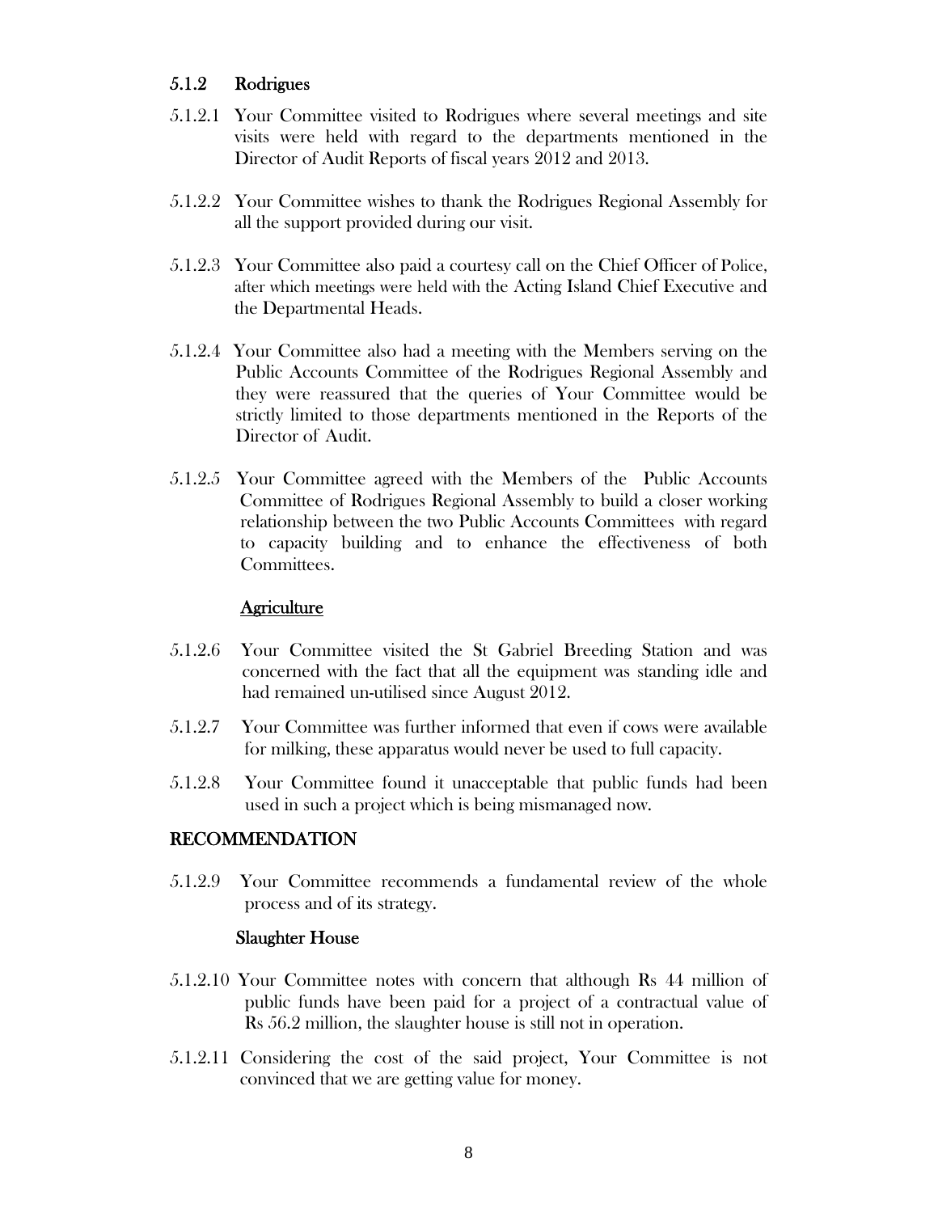### 5.1.2 Rodrigues

5.1.2.1 Your Committee visited to Rodrigues where several meetings and site visits were held with regard to the departments mentioned in the Director of Audit Reports of fiscal years 2012 and 2013.

5.1.2.2 Your Committee wishes to thank the Rodrigues Regional Assembly for all the support provided during our visit.

5.1.2.3 Your Committee also paid a courtesy call on the Chief Officer of Police, after which meetings were held with the Acting Island Chief Executive and the Departmental Heads.

5.1.2.4 Your Committee also had a meeting with the Members serving on the Public Accounts Committee of the Rodrigues Regional Assembly and they were reassured that the queries of Your Committee would be strictly limited to those departments mentioned in the Reports of the Director of Audit.

5.1.2.5 Your Committee agreed with the Members of the Public Accounts Committee of Rodrigues Regional Assembly to build a closer working relationship between the two Public Accounts Committees with regard to capacity building and to enhance the effectiveness of both Committees.

**Agriculture**

5.1.2.6 Your Committee visited the St Gabriel Breeding Station and was concerned with the fact that all the equipment was standing idle and had remained un-utilised since August 2012.

5.1.2.7 Your Committee was further informed that even if cows were available for milking, these apparatus would never be used to full capacity.

5.1.2.8 Your Committee found it unacceptable that public funds had been used in such a project which is being mismanaged now.

### RECOMMENDATION

5.1.2.9 Your Committee recommends a fundamental review of the whole process and of its strategy.

**Slaughter House**

5.1.2.10 Your Committee notes with concern that although Rs 44 million of public funds have been paid for a project of a contractual value of Rs 56.2 million, the slaughter house is still not in operation.

5.1.2.11 Considering the cost of the said project, Your Committee is not convinced that we are getting value for money.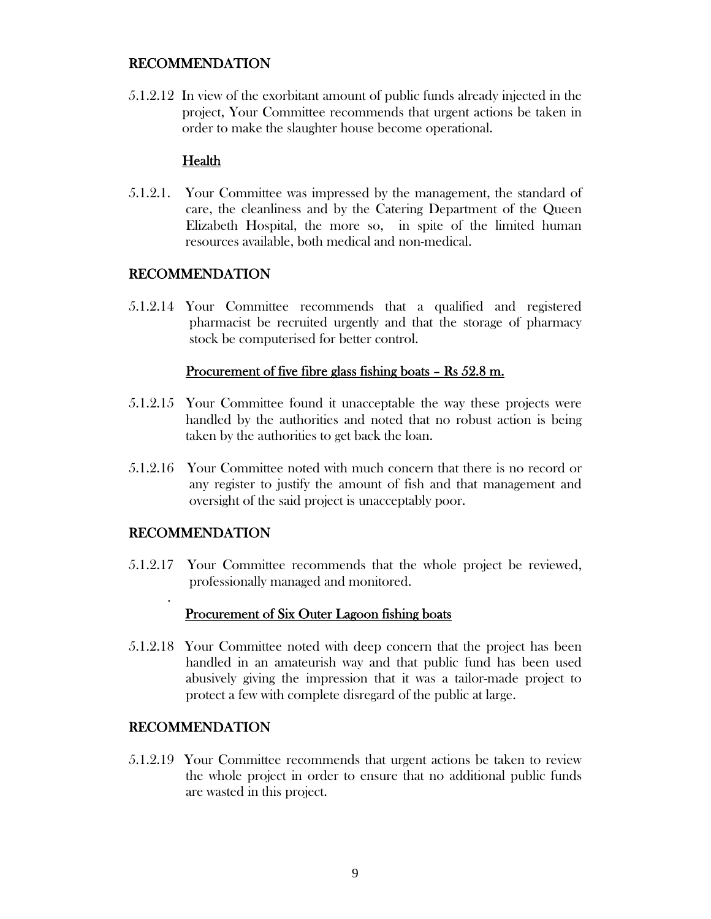## RECOMMENDATION

5.1.2.12 In view of the exorbitant amount of public funds already injected in the project, Your Committee recommends that urgent actions be taken in order to make the slaughter house become operational.

### Health

5.1.2.1. Your Committee was impressed by the management, the standard of care, the cleanliness and by the Catering Department of the Queen Elizabeth Hospital, the more so, in spite of the limited human resources available, both medical and non-medical.

## RECOMMENDATION

5.1.2.14 Your Committee recommends that a qualified and registered pharmacist be recruited urgently and that the storage of pharmacy stock be computerised for better control.

### Procurement of five fibre glass fishing boats – Rs 52.8 m.

5.1.2.15 Your Committee found it unacceptable the way these projects were handled by the authorities and noted that no robust action is being taken by the authorities to get back the loan.

5.1.2.16 Your Committee noted with much concern that there is no record or any register to justify the amount of fish and that management and oversight of the said project is unacceptably poor.

## RECOMMENDATION

5.1.2.17 Your Committee recommends that the whole project be reviewed, professionally managed and monitored.

### Procurement of Six Outer Lagoon fishing boats

5.1.2.18 Your Committee noted with deep concern that the project has been handled in an amateurish way and that public fund has been used abusively giving the impression that it was a tailor-made project to protect a few with complete disregard of the public at large.

## RECOMMENDATION

5.1.2.19 Your Committee recommends that urgent actions be taken to review the whole project in order to ensure that no additional public funds are wasted in this project.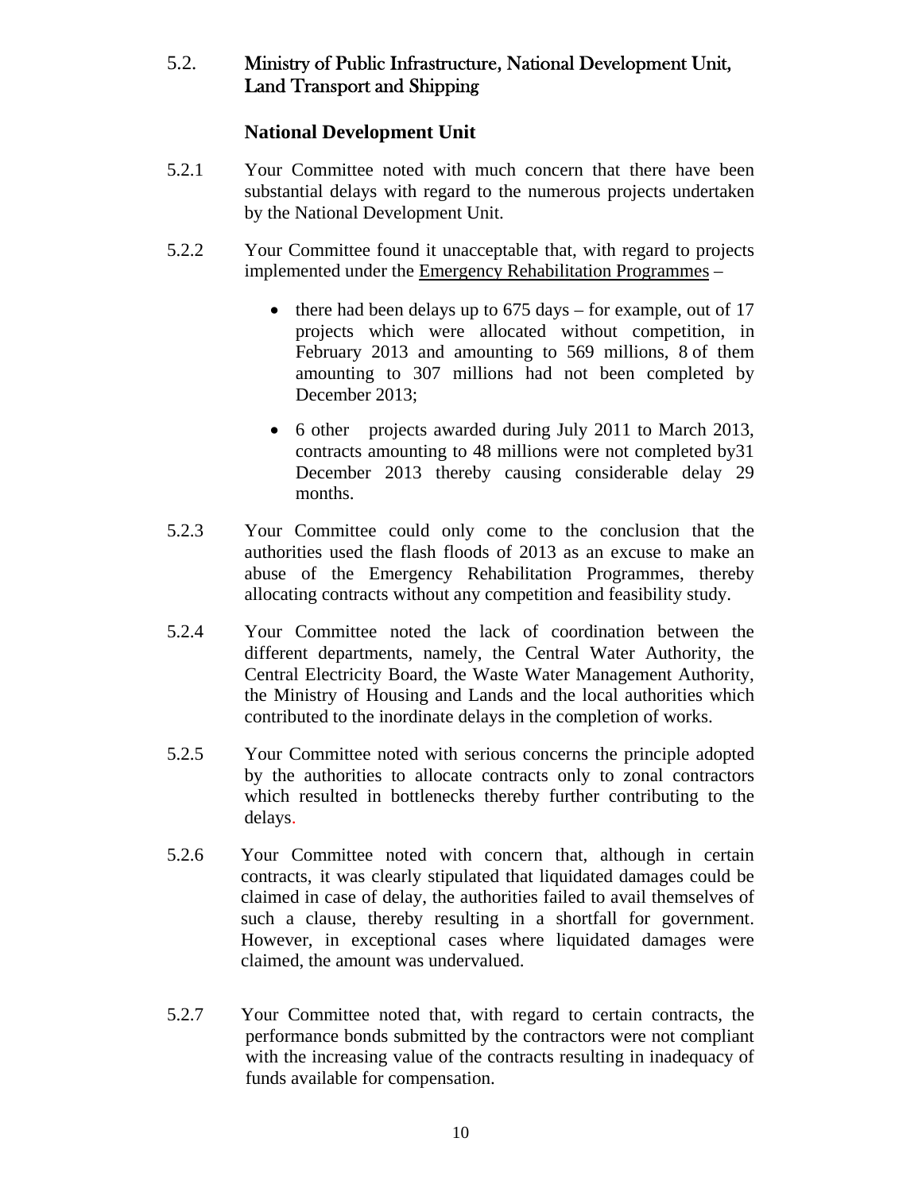## 5.2. Ministry of Public Infrastructure, National Development Unit, Land Transport and Shipping

### National Development Unit

5.2.1 Your Committee noted with much concern that there have been substantial delays with regard to the numerous projects undertaken by the National Development Unit.

5.2.2 Your Committee found it unacceptable that, with regard to projects implemented under the Emergency Rehabilitation Programmes –

- there had been delays up to 675 days – for example, out of 17 projects which were allocated without competition, in February 2013 and amounting to 569 millions, 8 of them amounting to 307 millions had not been completed by December 2013;
- 6 other projects awarded during July 2011 to March 2013, contracts amounting to 48 millions were not completed by31 December 2013 thereby causing considerable delay 29 months.

5.2.3 Your Committee could only come to the conclusion that the authorities used the flash floods of 2013 as an excuse to make an abuse of the Emergency Rehabilitation Programmes, thereby allocating contracts without any competition and feasibility study.

5.2.4 Your Committee noted the lack of coordination between the different departments, namely, the Central Water Authority, the Central Electricity Board, the Waste Water Management Authority, the Ministry of Housing and Lands and the local authorities which contributed to the inordinate delays in the completion of works.

5.2.5 Your Committee noted with serious concerns the principle adopted by the authorities to allocate contracts only to zonal contractors which resulted in bottlenecks thereby further contributing to the delays.

5.2.6 Your Committee noted with concern that, although in certain contracts, it was clearly stipulated that liquidated damages could be claimed in case of delay, the authorities failed to avail themselves of such a clause, thereby resulting in a shortfall for government. However, in exceptional cases where liquidated damages were claimed, the amount was undervalued.

5.2.7 Your Committee noted that, with regard to certain contracts, the performance bonds submitted by the contractors were not compliant with the increasing value of the contracts resulting in inadequacy of funds available for compensation.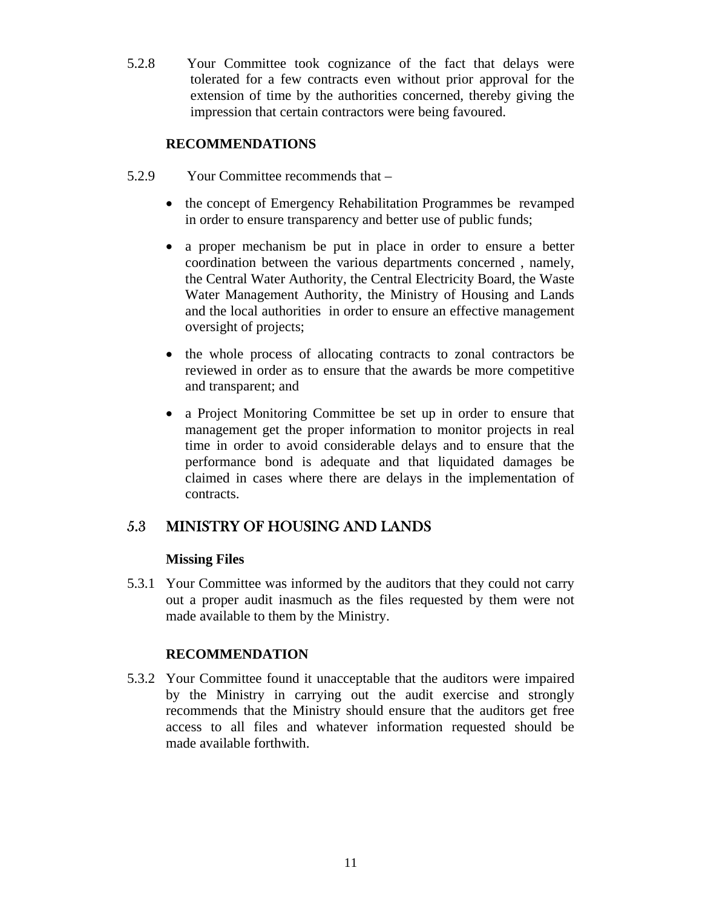5.2.8 Your Committee took cognizance of the fact that delays were tolerated for a few contracts even without prior approval for the extension of time by the authorities concerned, thereby giving the impression that certain contractors were being favoured.

**RECOMMENDATIONS**

5.2.9 Your Committee recommends that –

- the concept of Emergency Rehabilitation Programmes be revamped in order to ensure transparency and better use of public funds;
- a proper mechanism be put in place in order to ensure a better coordination between the various departments concerned , namely, the Central Water Authority, the Central Electricity Board, the Waste Water Management Authority, the Ministry of Housing and Lands and the local authorities in order to ensure an effective management oversight of projects;
- the whole process of allocating contracts to zonal contractors be reviewed in order as to ensure that the awards be more competitive and transparent; and
- a Project Monitoring Committee be set up in order to ensure that management get the proper information to monitor projects in real time in order to avoid considerable delays and to ensure that the performance bond is adequate and that liquidated damages be claimed in cases where there are delays in the implementation of contracts.

## 5.3 MINISTRY OF HOUSING AND LANDS

**Missing Files**

5.3.1 Your Committee was informed by the auditors that they could not carry out a proper audit inasmuch as the files requested by them were not made available to them by the Ministry.

**RECOMMENDATION**

5.3.2 Your Committee found it unacceptable that the auditors were impaired by the Ministry in carrying out the audit exercise and strongly recommends that the Ministry should ensure that the auditors get free access to all files and whatever information requested should be made available forthwith.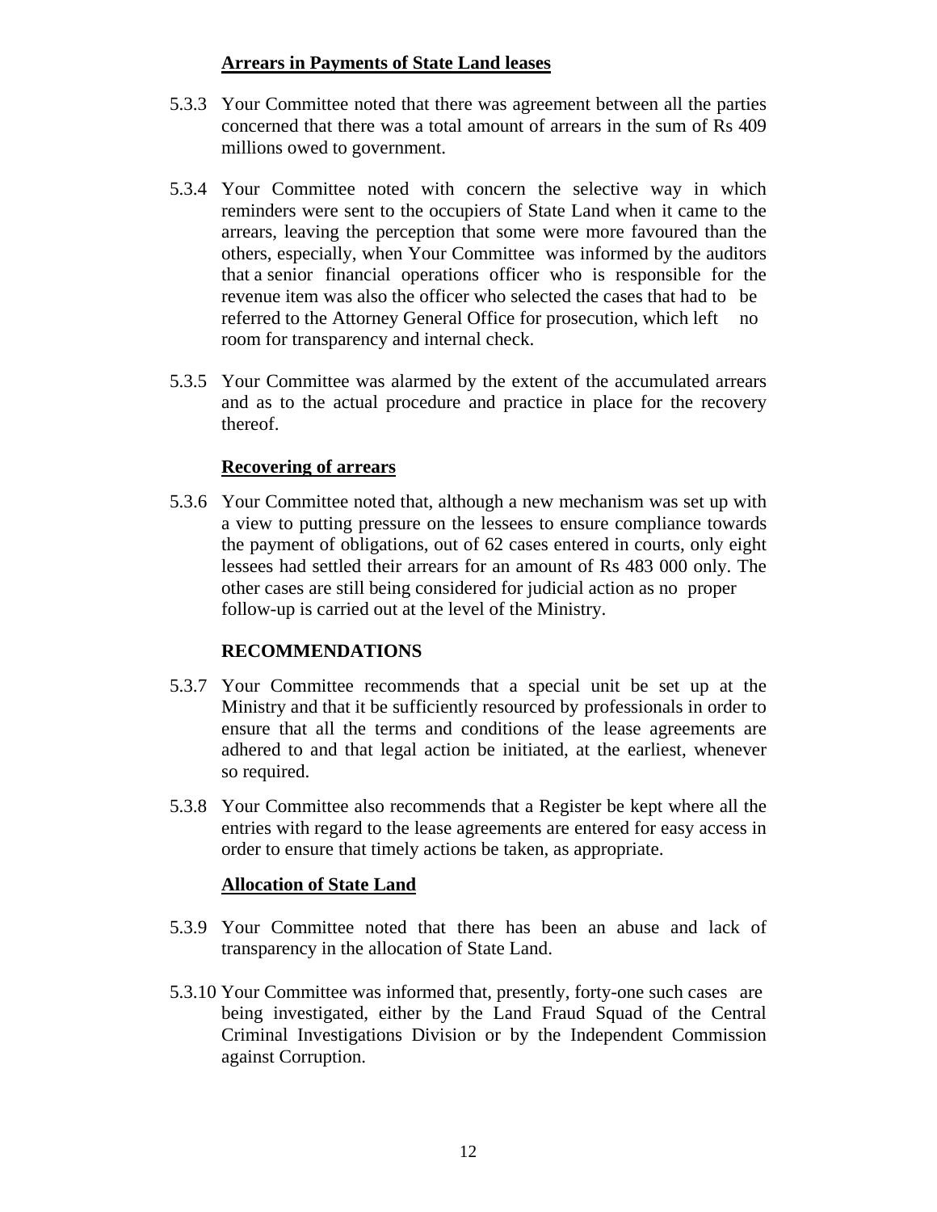**Arrears in Payments of State Land leases**

5.3.3 Your Committee noted that there was agreement between all the parties concerned that there was a total amount of arrears in the sum of Rs 409 millions owed to government.

5.3.4 Your Committee noted with concern the selective way in which reminders were sent to the occupiers of State Land when it came to the arrears, leaving the perception that some were more favoured than the others, especially, when Your Committee was informed by the auditors that a senior financial operations officer who is responsible for the revenue item was also the officer who selected the cases that had to be referred to the Attorney General Office for prosecution, which left no room for transparency and internal check.

5.3.5 Your Committee was alarmed by the extent of the accumulated arrears and as to the actual procedure and practice in place for the recovery thereof.

**Recovering of arrears**

5.3.6 Your Committee noted that, although a new mechanism was set up with a view to putting pressure on the lessees to ensure compliance towards the payment of obligations, out of 62 cases entered in courts, only eight lessees had settled their arrears for an amount of Rs 483 000 only. The other cases are still being considered for judicial action as no proper follow-up is carried out at the level of the Ministry.

**RECOMMENDATIONS**

5.3.7 Your Committee recommends that a special unit be set up at the Ministry and that it be sufficiently resourced by professionals in order to ensure that all the terms and conditions of the lease agreements are adhered to and that legal action be initiated, at the earliest, whenever so required.

5.3.8 Your Committee also recommends that a Register be kept where all the entries with regard to the lease agreements are entered for easy access in order to ensure that timely actions be taken, as appropriate.

**Allocation of State Land**

5.3.9 Your Committee noted that there has been an abuse and lack of transparency in the allocation of State Land.

5.3.10 Your Committee was informed that, presently, forty-one such cases are being investigated, either by the Land Fraud Squad of the Central Criminal Investigations Division or by the Independent Commission against Corruption.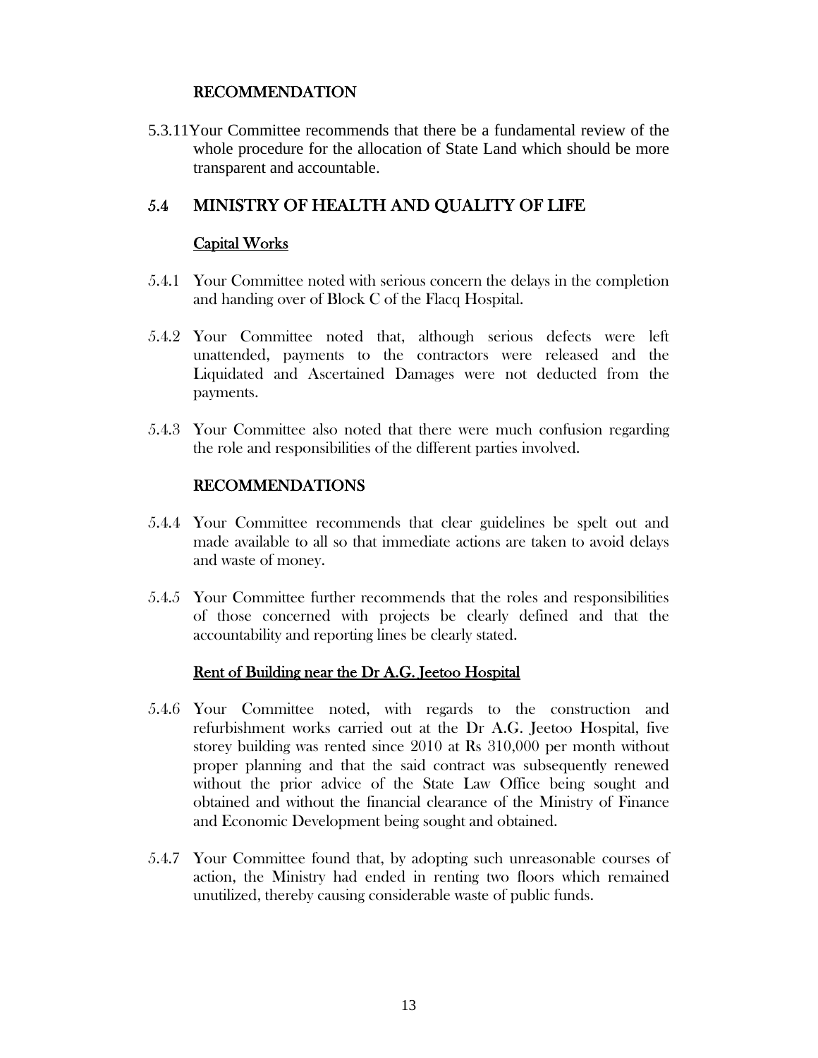### RECOMMENDATION

5.3.11 Your Committee recommends that there be a fundamental review of the whole procedure for the allocation of State Land which should be more transparent and accountable.

## 5.4 MINISTRY OF HEALTH AND QUALITY OF LIFE

### Capital Works

5.4.1 Your Committee noted with serious concern the delays in the completion and handing over of Block C of the Flacq Hospital.

5.4.2 Your Committee noted that, although serious defects were left unattended, payments to the contractors were released and the Liquidated and Ascertained Damages were not deducted from the payments.

5.4.3 Your Committee also noted that there were much confusion regarding the role and responsibilities of the different parties involved.

### RECOMMENDATIONS

5.4.4 Your Committee recommends that clear guidelines be spelt out and made available to all so that immediate actions are taken to avoid delays and waste of money.

5.4.5 Your Committee further recommends that the roles and responsibilities of those concerned with projects be clearly defined and that the accountability and reporting lines be clearly stated.

### Rent of Building near the Dr A.G. Jeetoo Hospital

5.4.6 Your Committee noted, with regards to the construction and refurbishment works carried out at the Dr A.G. Jeetoo Hospital, five storey building was rented since 2010 at Rs 310,000 per month without proper planning and that the said contract was subsequently renewed without the prior advice of the State Law Office being sought and obtained and without the financial clearance of the Ministry of Finance and Economic Development being sought and obtained.

5.4.7 Your Committee found that, by adopting such unreasonable courses of action, the Ministry had ended in renting two floors which remained unutilized, thereby causing considerable waste of public funds.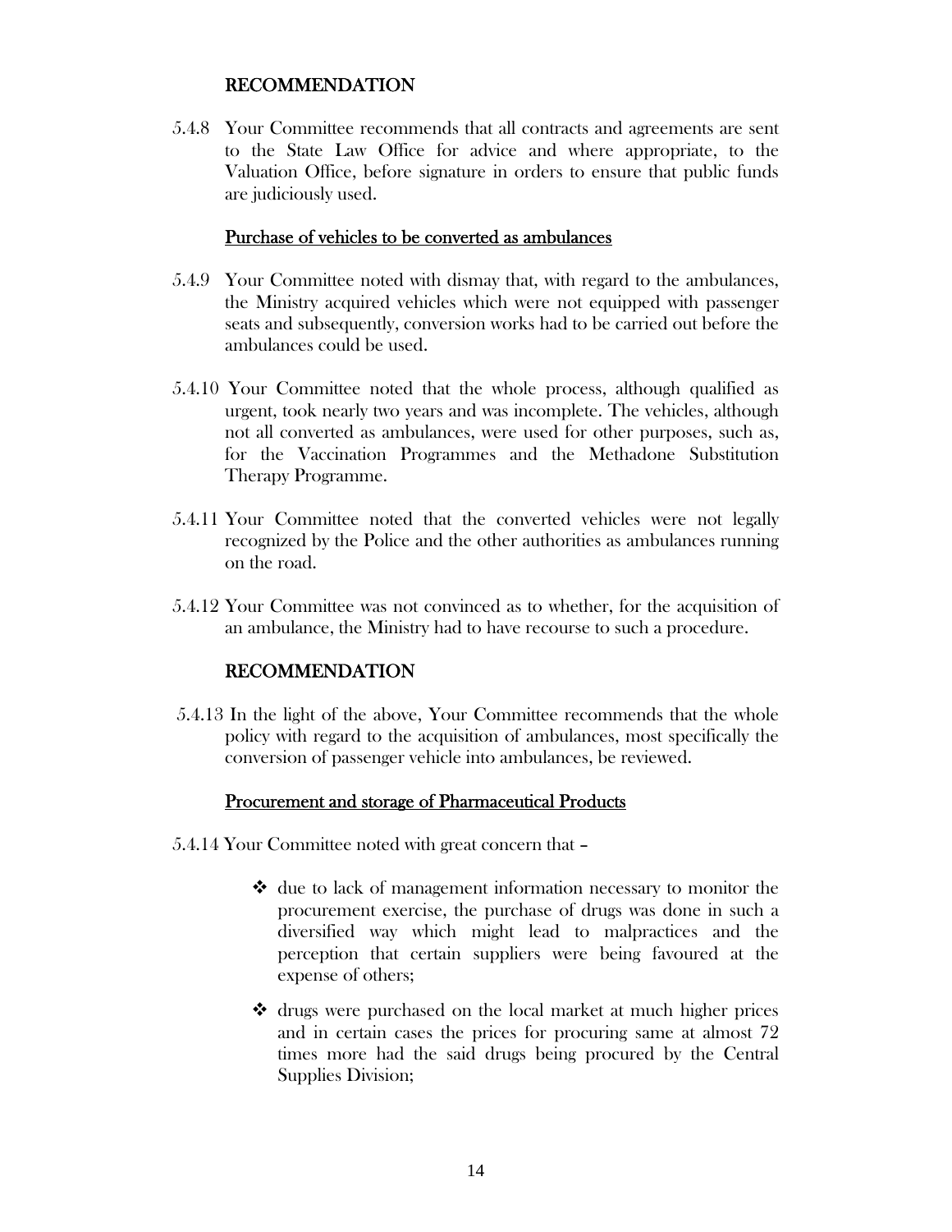## RECOMMENDATION

5.4.8 Your Committee recommends that all contracts and agreements are sent to the State Law Office for advice and where appropriate, to the Valuation Office, before signature in orders to ensure that public funds are judiciously used.

### Purchase of vehicles to be converted as ambulances

5.4.9 Your Committee noted with dismay that, with regard to the ambulances, the Ministry acquired vehicles which were not equipped with passenger seats and subsequently, conversion works had to be carried out before the ambulances could be used.

5.4.10 Your Committee noted that the whole process, although qualified as urgent, took nearly two years and was incomplete. The vehicles, although not all converted as ambulances, were used for other purposes, such as, for the Vaccination Programmes and the Methadone Substitution Therapy Programme.

5.4.11 Your Committee noted that the converted vehicles were not legally recognized by the Police and the other authorities as ambulances running on the road.

5.4.12 Your Committee was not convinced as to whether, for the acquisition of an ambulance, the Ministry had to have recourse to such a procedure.

## RECOMMENDATION

5.4.13 In the light of the above, Your Committee recommends that the whole policy with regard to the acquisition of ambulances, most specifically the conversion of passenger vehicle into ambulances, be reviewed.

### Procurement and storage of Pharmaceutical Products

5.4.14 Your Committee noted with great concern that –

- due to lack of management information necessary to monitor the procurement exercise, the purchase of drugs was done in such a diversified way which might lead to malpractices and the perception that certain suppliers were being favoured at the expense of others;
- drugs were purchased on the local market at much higher prices and in certain cases the prices for procuring same at almost 72 times more had the said drugs being procured by the Central Supplies Division;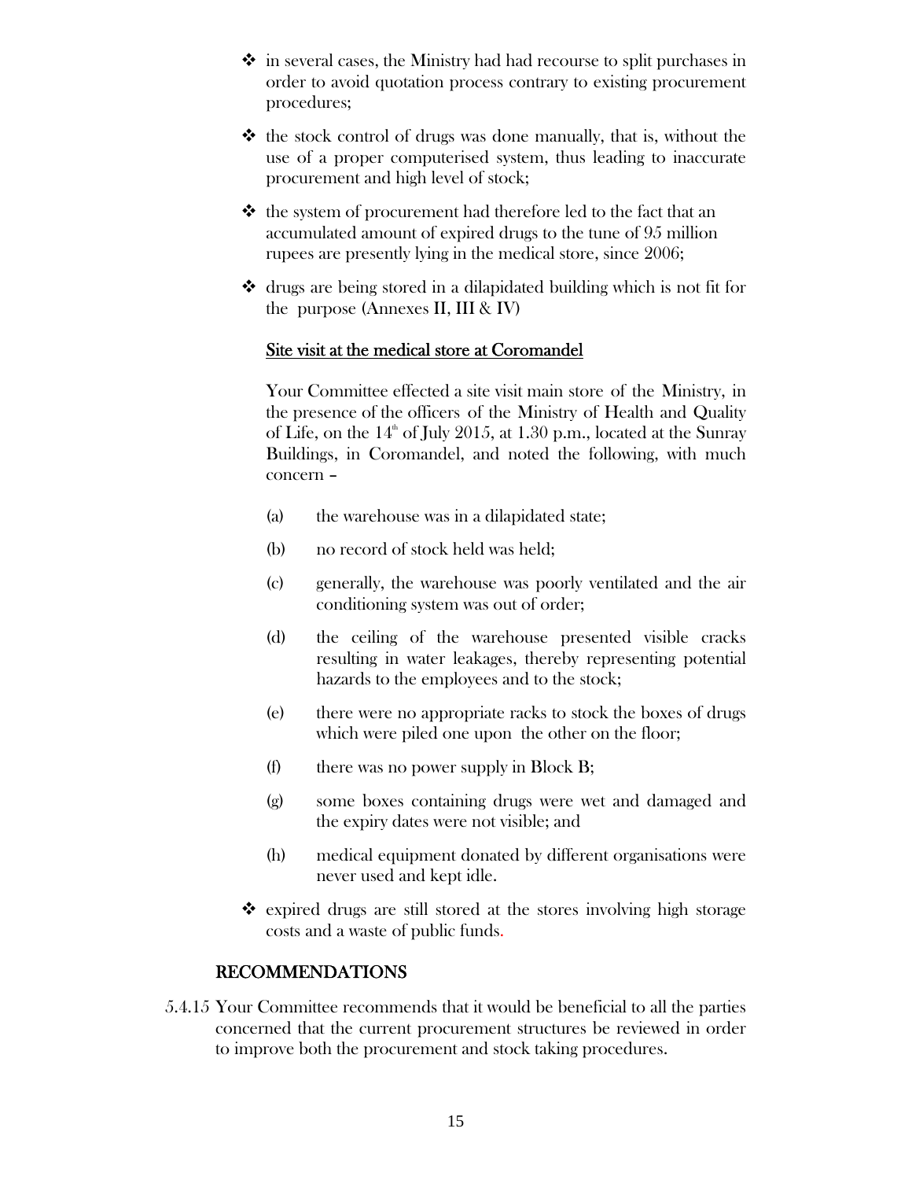- in several cases, the Ministry had had recourse to split purchases in order to avoid quotation process contrary to existing procurement procedures;
- the stock control of drugs was done manually, that is, without the use of a proper computerised system, thus leading to inaccurate procurement and high level of stock;
- the system of procurement had therefore led to the fact that an accumulated amount of expired drugs to the tune of 95 million rupees are presently lying in the medical store, since 2006;
- drugs are being stored in a dilapidated building which is not fit for the purpose (Annexes II, III & IV)

<u>Site visit at the medical store at Coromandel</u>

Your Committee effected a site visit main store of the Ministry, in the presence of the officers of the Ministry of Health and Quality of Life, on the 14th of July 2015, at 1.30 p.m., located at the Sunray Buildings, in Coromandel, and noted the following, with much concern –

(a) the warehouse was in a dilapidated state;

(b) no record of stock held was held;

(c) generally, the warehouse was poorly ventilated and the air conditioning system was out of order;

(d) the ceiling of the warehouse presented visible cracks resulting in water leakages, thereby representing potential hazards to the employees and to the stock;

(e) there were no appropriate racks to stock the boxes of drugs which were piled one upon the other on the floor;

(f) there was no power supply in Block B;

(g) some boxes containing drugs were wet and damaged and the expiry dates were not visible; and

(h) medical equipment donated by different organisations were never used and kept idle.

- expired drugs are still stored at the stores involving high storage costs and a waste of public funds.

## RECOMMENDATIONS

5.4.15 Your Committee recommends that it would be beneficial to all the parties concerned that the current procurement structures be reviewed in order to improve both the procurement and stock taking procedures.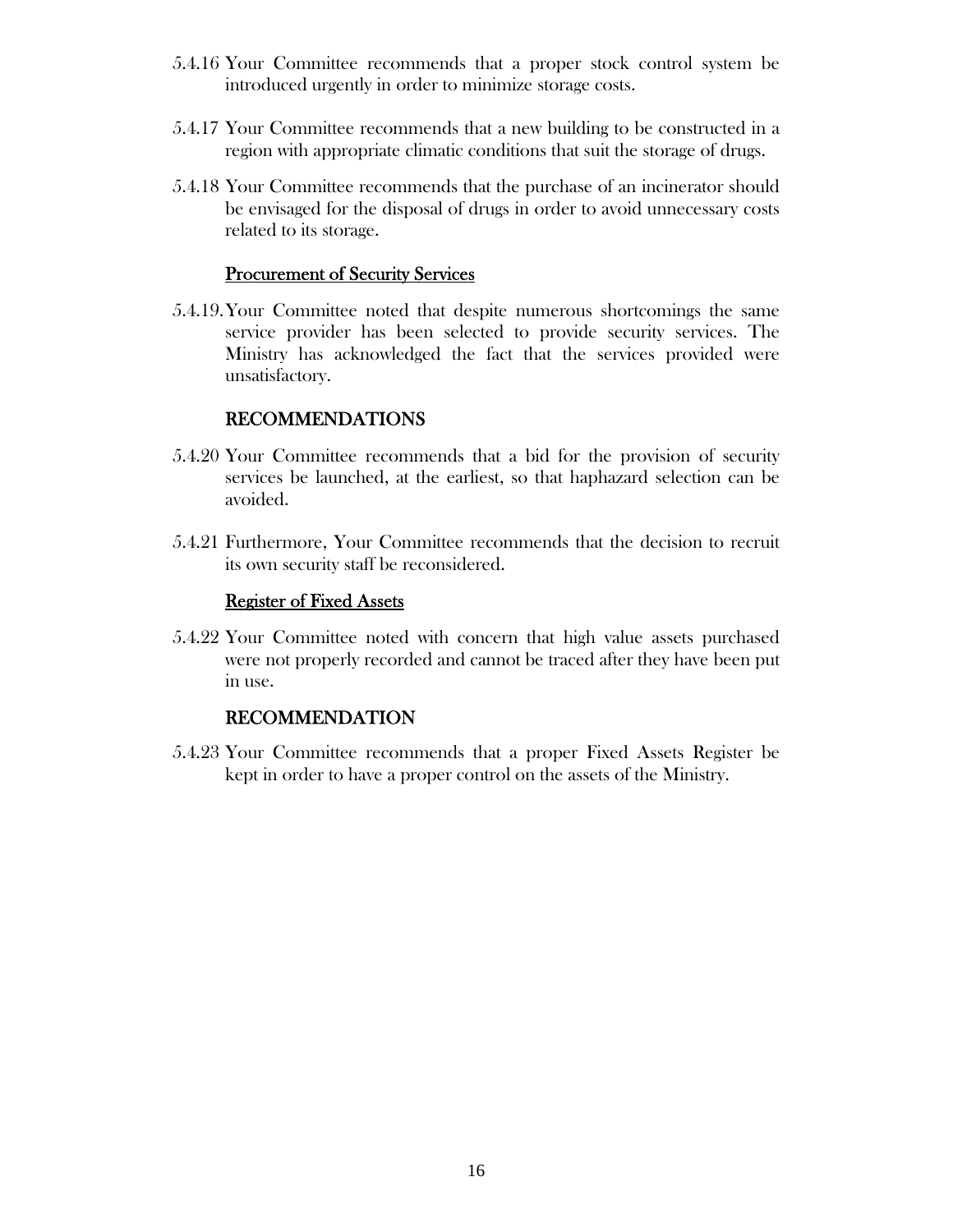5.4.16 Your Committee recommends that a proper stock control system be introduced urgently in order to minimize storage costs.

5.4.17 Your Committee recommends that a new building to be constructed in a region with appropriate climatic conditions that suit the storage of drugs.

5.4.18 Your Committee recommends that the purchase of an incinerator should be envisaged for the disposal of drugs in order to avoid unnecessary costs related to its storage.

<u>Procurement of Security Services</u>

5.4.19. Your Committee noted that despite numerous shortcomings the same service provider has been selected to provide security services. The Ministry has acknowledged the fact that the services provided were unsatisfactory.

### RECOMMENDATIONS

5.4.20 Your Committee recommends that a bid for the provision of security services be launched, at the earliest, so that haphazard selection can be avoided.

5.4.21 Furthermore, Your Committee recommends that the decision to recruit its own security staff be reconsidered.

<u>Register of Fixed Assets</u>

5.4.22 Your Committee noted with concern that high value assets purchased were not properly recorded and cannot be traced after they have been put in use.

### RECOMMENDATION

5.4.23 Your Committee recommends that a proper Fixed Assets Register be kept in order to have a proper control on the assets of the Ministry.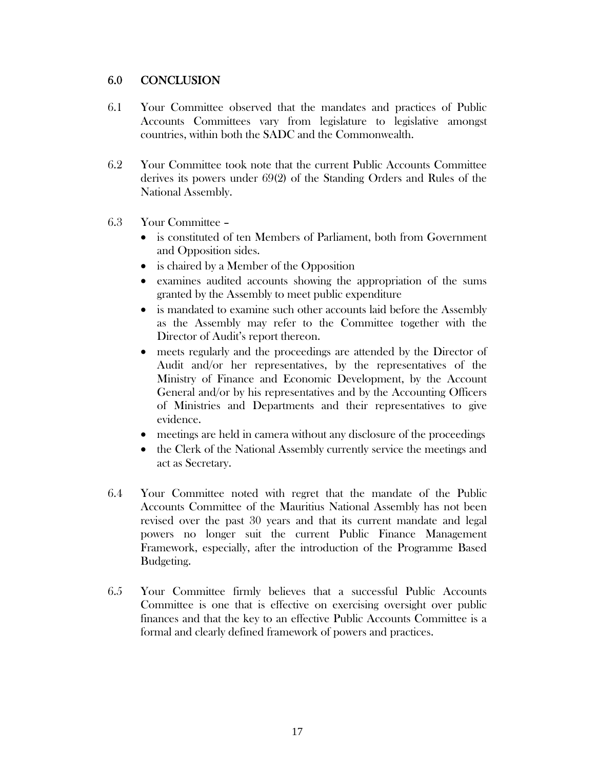## 6.0 CONCLUSION

6.1 Your Committee observed that the mandates and practices of Public Accounts Committees vary from legislature to legislative amongst countries, within both the SADC and the Commonwealth.

6.2 Your Committee took note that the current Public Accounts Committee derives its powers under 69(2) of the Standing Orders and Rules of the National Assembly.

6.3 Your Committee –

- is constituted of ten Members of Parliament, both from Government and Opposition sides.
- is chaired by a Member of the Opposition
- examines audited accounts showing the appropriation of the sums granted by the Assembly to meet public expenditure
- is mandated to examine such other accounts laid before the Assembly as the Assembly may refer to the Committee together with the Director of Audit's report thereon.
- meets regularly and the proceedings are attended by the Director of Audit and/or her representatives, by the representatives of the Ministry of Finance and Economic Development, by the Account General and/or by his representatives and by the Accounting Officers of Ministries and Departments and their representatives to give evidence.
- meetings are held in camera without any disclosure of the proceedings
- the Clerk of the National Assembly currently service the meetings and act as Secretary.

6.4 Your Committee noted with regret that the mandate of the Public Accounts Committee of the Mauritius National Assembly has not been revised over the past 30 years and that its current mandate and legal powers no longer suit the current Public Finance Management Framework, especially, after the introduction of the Programme Based Budgeting.

6.5 Your Committee firmly believes that a successful Public Accounts Committee is one that is effective on exercising oversight over public finances and that the key to an effective Public Accounts Committee is a formal and clearly defined framework of powers and practices.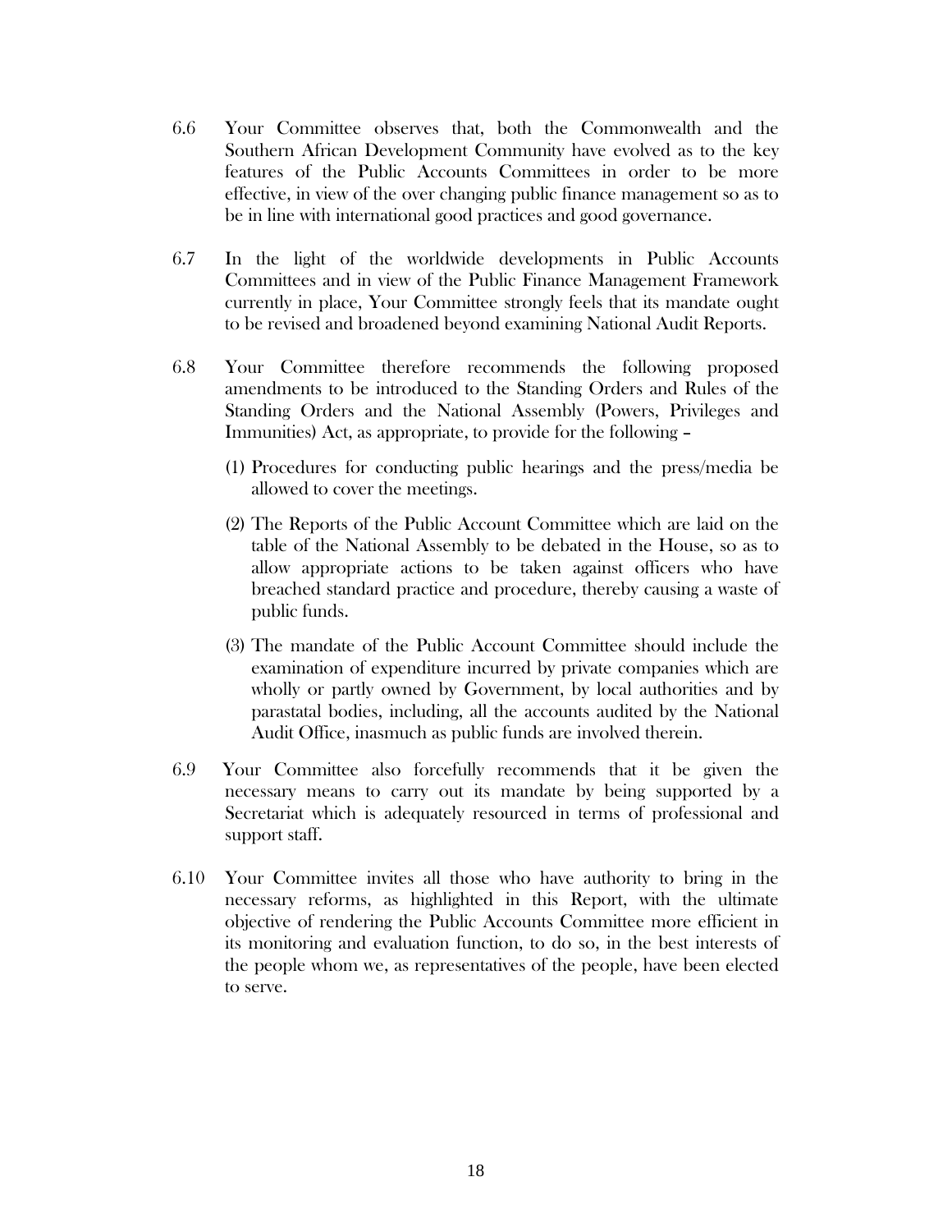6.6 Your Committee observes that, both the Commonwealth and the Southern African Development Community have evolved as to the key features of the Public Accounts Committees in order to be more effective, in view of the over changing public finance management so as to be in line with international good practices and good governance.

6.7 In the light of the worldwide developments in Public Accounts Committees and in view of the Public Finance Management Framework currently in place, Your Committee strongly feels that its mandate ought to be revised and broadened beyond examining National Audit Reports.

6.8 Your Committee therefore recommends the following proposed amendments to be introduced to the Standing Orders and Rules of the Standing Orders and the National Assembly (Powers, Privileges and Immunities) Act, as appropriate, to provide for the following –

(1) Procedures for conducting public hearings and the press/media be allowed to cover the meetings.

(2) The Reports of the Public Account Committee which are laid on the table of the National Assembly to be debated in the House, so as to allow appropriate actions to be taken against officers who have breached standard practice and procedure, thereby causing a waste of public funds.

(3) The mandate of the Public Account Committee should include the examination of expenditure incurred by private companies which are wholly or partly owned by Government, by local authorities and by parastatal bodies, including, all the accounts audited by the National Audit Office, inasmuch as public funds are involved therein.

6.9 Your Committee also forcefully recommends that it be given the necessary means to carry out its mandate by being supported by a Secretariat which is adequately resourced in terms of professional and support staff.

6.10 Your Committee invites all those who have authority to bring in the necessary reforms, as highlighted in this Report, with the ultimate objective of rendering the Public Accounts Committee more efficient in its monitoring and evaluation function, to do so, in the best interests of the people whom we, as representatives of the people, have been elected to serve.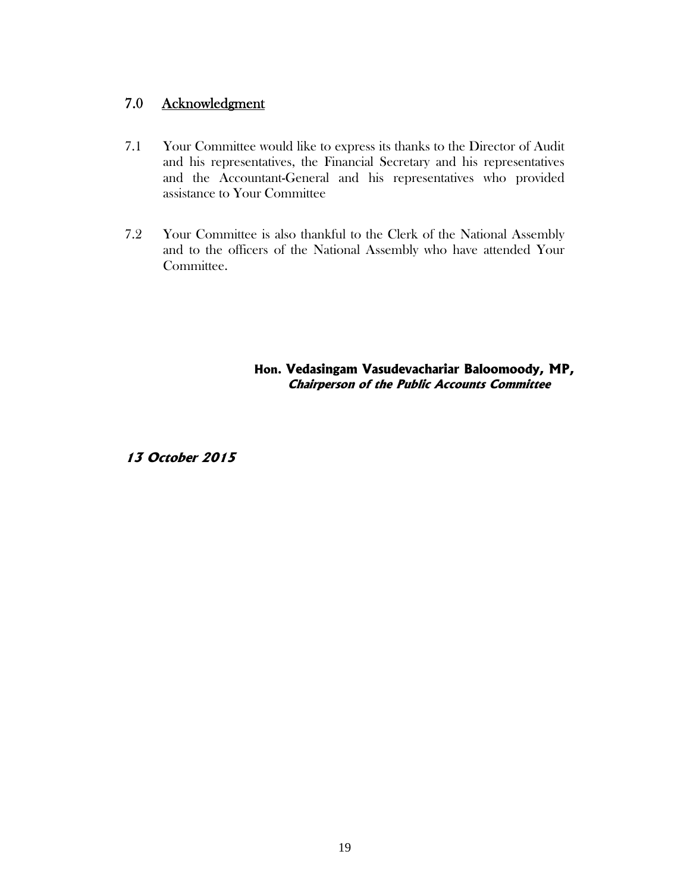## 7.0 Acknowledgment

7.1 Your Committee would like to express its thanks to the Director of Audit and his representatives, the Financial Secretary and his representatives and the Accountant-General and his representatives who provided assistance to Your Committee

7.2 Your Committee is also thankful to the Clerk of the National Assembly and to the officers of the National Assembly who have attended Your Committee.

**Hon. Vedasingam Vasudevachariar Baloomoody, MP,**
***Chairperson of the Public Accounts Committee***

***13 October 2015***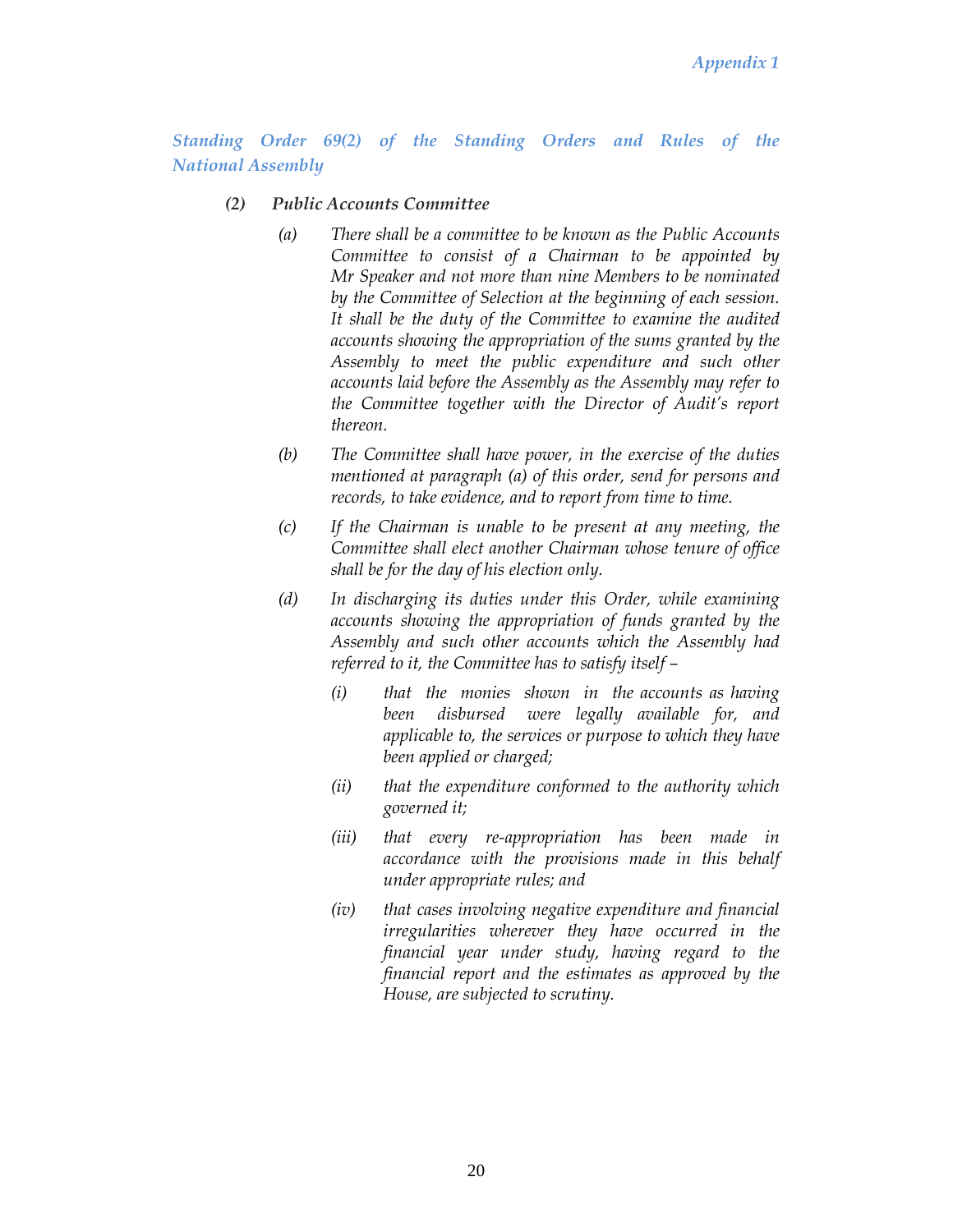*Appendix 1*

## *Standing Order 69(2) of the Standing Orders and Rules of the National Assembly*

***(2) Public Accounts Committee***

*(a) There shall be a committee to be known as the Public Accounts Committee to consist of a Chairman to be appointed by Mr Speaker and not more than nine Members to be nominated by the Committee of Selection at the beginning of each session. It shall be the duty of the Committee to examine the audited accounts showing the appropriation of the sums granted by the Assembly to meet the public expenditure and such other accounts laid before the Assembly as the Assembly may refer to the Committee together with the Director of Audit's report thereon.*

*(b) The Committee shall have power, in the exercise of the duties mentioned at paragraph (a) of this order, send for persons and records, to take evidence, and to report from time to time.*

*(c) If the Chairman is unable to be present at any meeting, the Committee shall elect another Chairman whose tenure of office shall be for the day of his election only.*

*(d) In discharging its duties under this Order, while examining accounts showing the appropriation of funds granted by the Assembly and such other accounts which the Assembly had referred to it, the Committee has to satisfy itself –*

*(i) that the monies shown in the accounts as having been disbursed were legally available for, and applicable to, the services or purpose to which they have been applied or charged;*

*(ii) that the expenditure conformed to the authority which governed it;*

*(iii) that every re-appropriation has been made in accordance with the provisions made in this behalf under appropriate rules; and*

*(iv) that cases involving negative expenditure and financial irregularities wherever they have occurred in the financial year under study, having regard to the financial report and the estimates as approved by the House, are subjected to scrutiny.*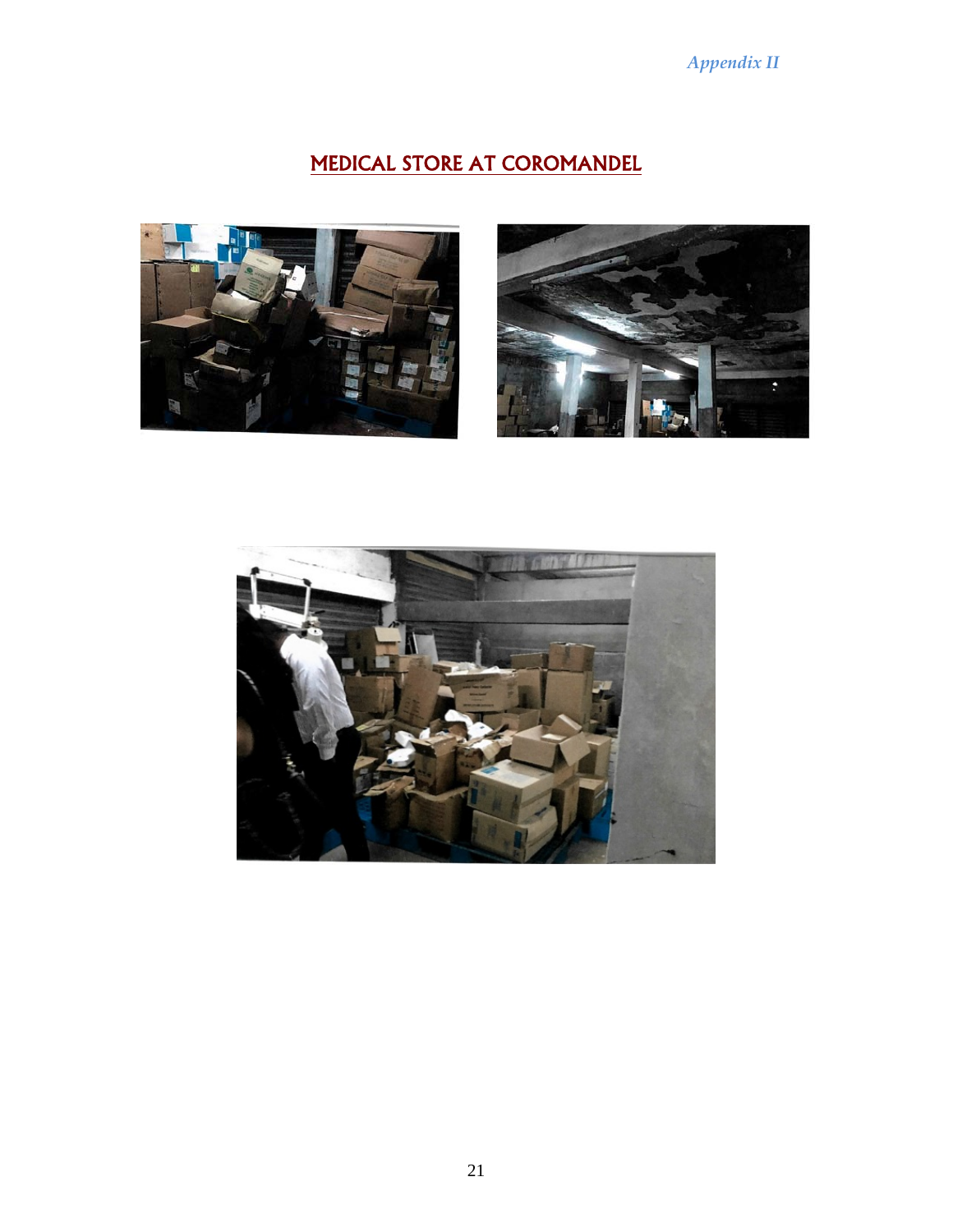*Appendix II*

# MEDICAL STORE AT COROMANDEL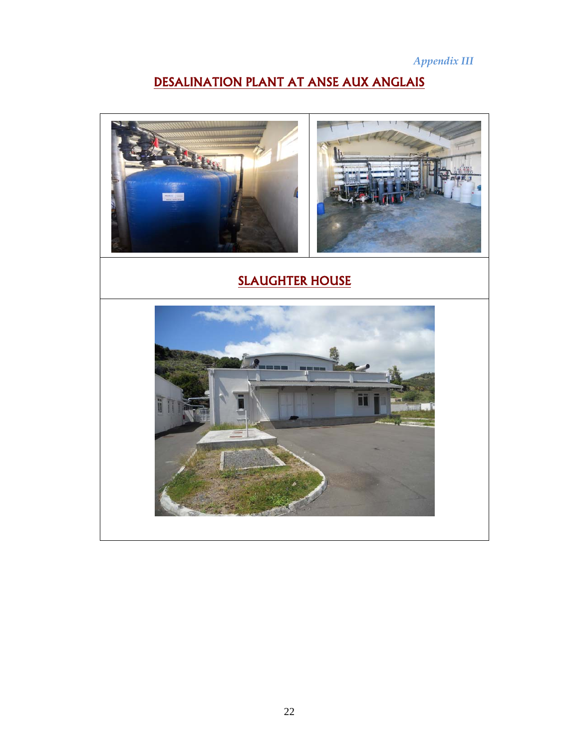*Appendix III*

## DESALINATION PLANT AT ANSE AUX ANGLAIS

## SLAUGHTER HOUSE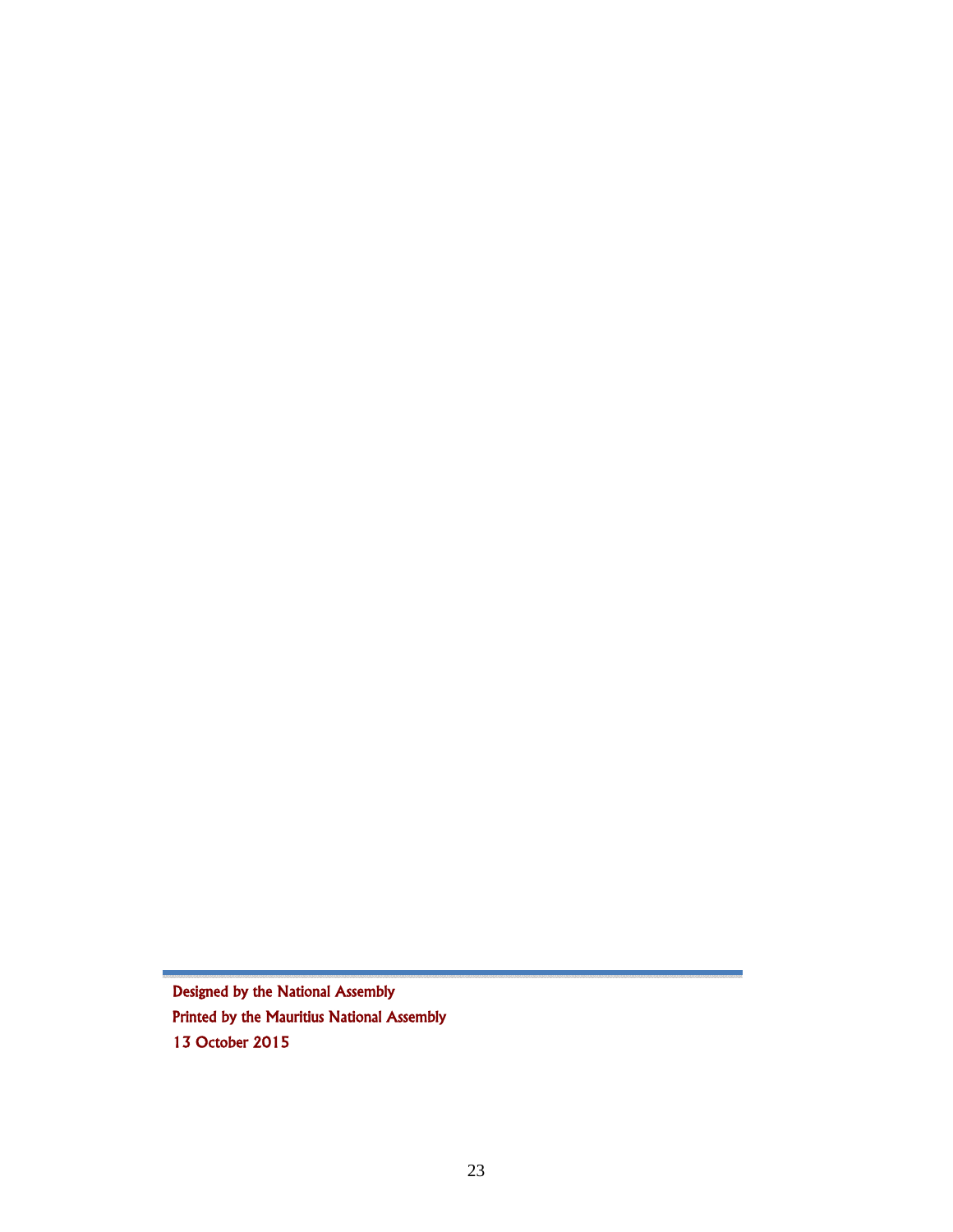---

Designed by the National Assembly

Printed by the Mauritius National Assembly

13 October 2015